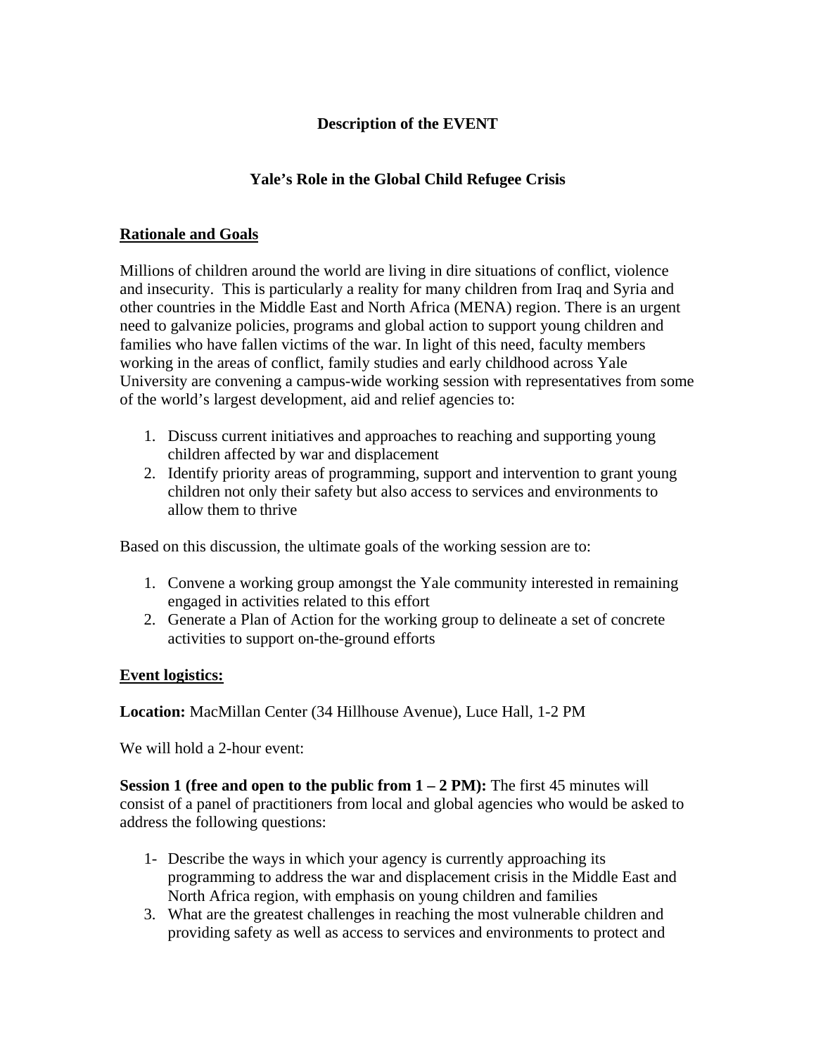**Description of the EVENT**

**Yale's Role in the Global Child Refugee Crisis**

**<u>Rationale and Goals</u>**

Millions of children around the world are living in dire situations of conflict, violence and insecurity. This is particularly a reality for many children from Iraq and Syria and other countries in the Middle East and North Africa (MENA) region. There is an urgent need to galvanize policies, programs and global action to support young children and families who have fallen victims of the war. In light of this need, faculty members working in the areas of conflict, family studies and early childhood across Yale University are convening a campus-wide working session with representatives from some of the world's largest development, aid and relief agencies to:

1. Discuss current initiatives and approaches to reaching and supporting young children affected by war and displacement
2. Identify priority areas of programming, support and intervention to grant young children not only their safety but also access to services and environments to allow them to thrive

Based on this discussion, the ultimate goals of the working session are to:

1. Convene a working group amongst the Yale community interested in remaining engaged in activities related to this effort
2. Generate a Plan of Action for the working group to delineate a set of concrete activities to support on-the-ground efforts

**<u>Event logistics:</u>**

**Location:** MacMillan Center (34 Hillhouse Avenue), Luce Hall, 1-2 PM

We will hold a 2-hour event:

**Session 1 (free and open to the public from 1 – 2 PM):** The first 45 minutes will consist of a panel of practitioners from local and global agencies who would be asked to address the following questions:

1- Describe the ways in which your agency is currently approaching its programming to address the war and displacement crisis in the Middle East and North Africa region, with emphasis on young children and families

3. What are the greatest challenges in reaching the most vulnerable children and providing safety as well as access to services and environments to protect and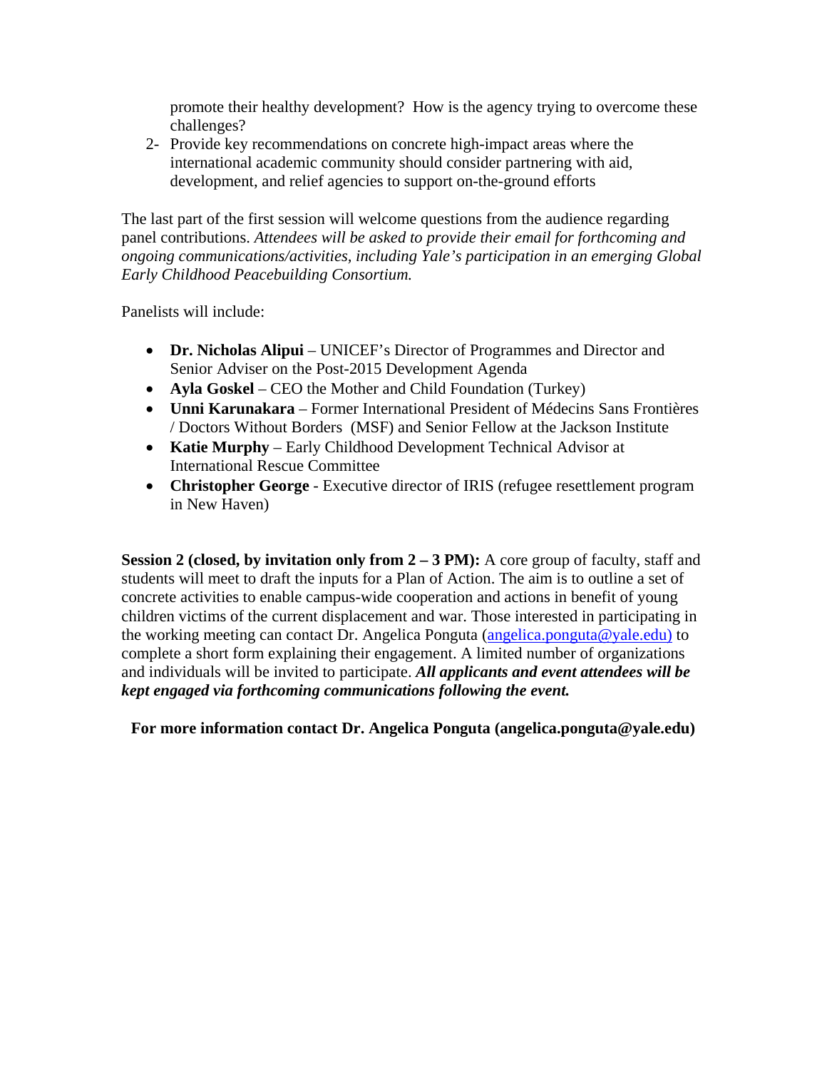promote their healthy development? How is the agency trying to overcome these challenges?

2- Provide key recommendations on concrete high-impact areas where the international academic community should consider partnering with aid, development, and relief agencies to support on-the-ground efforts

The last part of the first session will welcome questions from the audience regarding panel contributions. *Attendees will be asked to provide their email for forthcoming and ongoing communications/activities, including Yale's participation in an emerging Global Early Childhood Peacebuilding Consortium.*

Panelists will include:

- **Dr. Nicholas Alipui** – UNICEF's Director of Programmes and Director and Senior Adviser on the Post-2015 Development Agenda
- **Ayla Goskel** – CEO the Mother and Child Foundation (Turkey)
- **Unni Karunakara** – Former International President of Médecins Sans Frontières / Doctors Without Borders (MSF) and Senior Fellow at the Jackson Institute
- **Katie Murphy** – Early Childhood Development Technical Advisor at International Rescue Committee
- **Christopher George** - Executive director of IRIS (refugee resettlement program in New Haven)

**Session 2 (closed, by invitation only from 2 – 3 PM):** A core group of faculty, staff and students will meet to draft the inputs for a Plan of Action. The aim is to outline a set of concrete activities to enable campus-wide cooperation and actions in benefit of young children victims of the current displacement and war. Those interested in participating in the working meeting can contact Dr. Angelica Ponguta (angelica.ponguta@yale.edu) to complete a short form explaining their engagement. A limited number of organizations and individuals will be invited to participate. ***All applicants and event attendees will be kept engaged via forthcoming communications following the event.***

**For more information contact Dr. Angelica Ponguta (angelica.ponguta@yale.edu)**